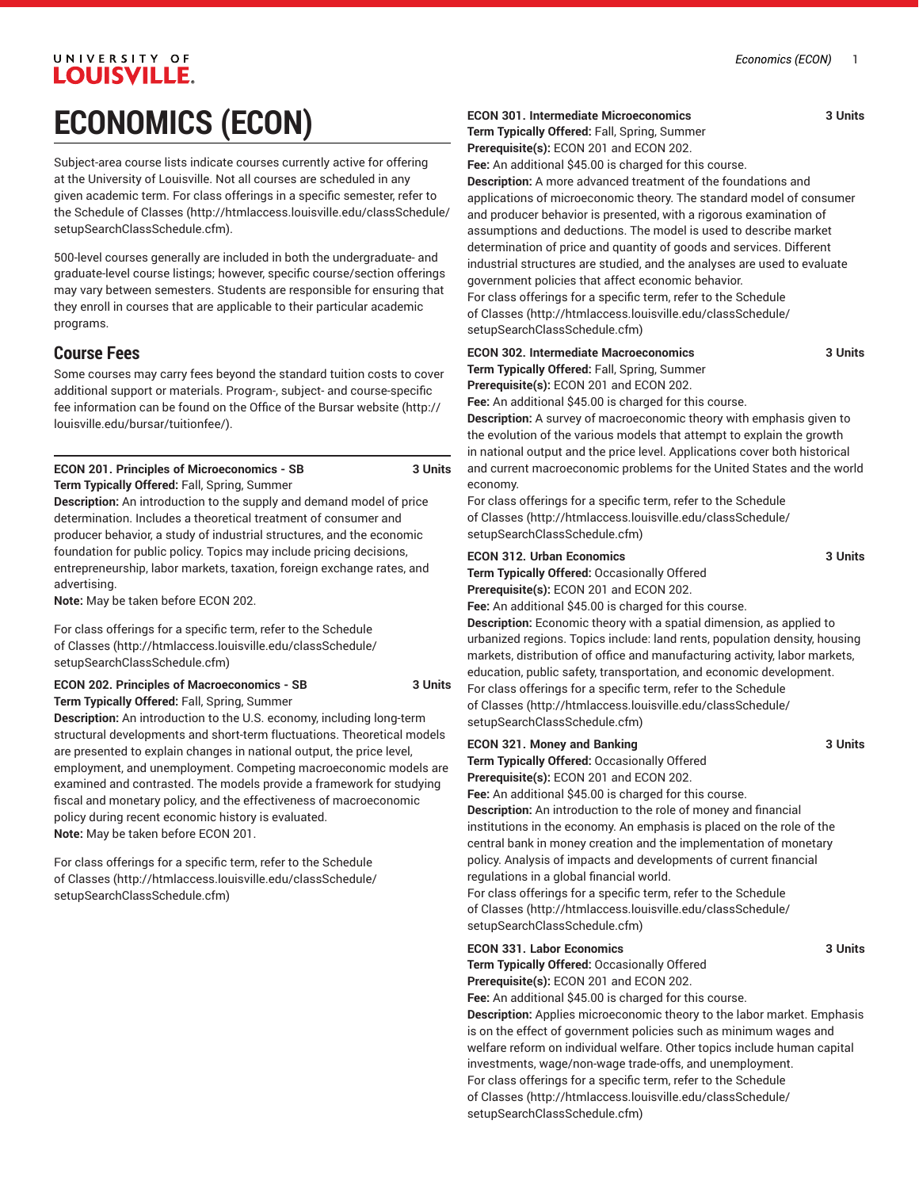# ECONOMICS (ECON)

Subject-area course lists indicate courses currently active for offering at the University of Louisville. Not all courses are scheduled in any given academic term. For class offerings in a specific semester, refer to the Schedule of Classes (http://htmlaccess.louisville.edu/classSchedule/setupSearchClassSchedule.cfm).

500-level courses generally are included in both the undergraduate- and graduate-level course listings; however, specific course/section offerings may vary between semesters. Students are responsible for ensuring that they enroll in courses that are applicable to their particular academic programs.

## Course Fees

Some courses may carry fees beyond the standard tuition costs to cover additional support or materials. Program-, subject- and course-specific fee information can be found on the Office of the Bursar website (http://louisville.edu/bursar/tuitionfee/).

**ECON 201. Principles of Microeconomics - SB 3 Units**

**Term Typically Offered:** Fall, Spring, Summer

**Description:** An introduction to the supply and demand model of price determination. Includes a theoretical treatment of consumer and producer behavior, a study of industrial structures, and the economic foundation for public policy. Topics may include pricing decisions, entrepreneurship, labor markets, taxation, foreign exchange rates, and advertising.

**Note:** May be taken before ECON 202.

For class offerings for a specific term, refer to the Schedule of Classes (http://htmlaccess.louisville.edu/classSchedule/setupSearchClassSchedule.cfm)

**ECON 202. Principles of Macroeconomics - SB 3 Units**

**Term Typically Offered:** Fall, Spring, Summer

**Description:** An introduction to the U.S. economy, including long-term structural developments and short-term fluctuations. Theoretical models are presented to explain changes in national output, the price level, employment, and unemployment. Competing macroeconomic models are examined and contrasted. The models provide a framework for studying fiscal and monetary policy, and the effectiveness of macroeconomic policy during recent economic history is evaluated.

**Note:** May be taken before ECON 201.

For class offerings for a specific term, refer to the Schedule of Classes (http://htmlaccess.louisville.edu/classSchedule/setupSearchClassSchedule.cfm)

**ECON 301. Intermediate Microeconomics 3 Units**

**Term Typically Offered:** Fall, Spring, Summer

**Prerequisite(s):** ECON 201 and ECON 202.

**Fee:** An additional $45.00 is charged for this course.

**Description:** A more advanced treatment of the foundations and applications of microeconomic theory. The standard model of consumer and producer behavior is presented, with a rigorous examination of assumptions and deductions. The model is used to describe market determination of price and quantity of goods and services. Different industrial structures are studied, and the analyses are used to evaluate government policies that affect economic behavior.

For class offerings for a specific term, refer to the Schedule of Classes (http://htmlaccess.louisville.edu/classSchedule/setupSearchClassSchedule.cfm)

**ECON 302. Intermediate Macroeconomics 3 Units**

**Term Typically Offered:** Fall, Spring, Summer

**Prerequisite(s):** ECON 201 and ECON 202.

**Fee:** An additional $45.00 is charged for this course.

**Description:** A survey of macroeconomic theory with emphasis given to the evolution of the various models that attempt to explain the growth in national output and the price level. Applications cover both historical and current macroeconomic problems for the United States and the world economy.

For class offerings for a specific term, refer to the Schedule of Classes (http://htmlaccess.louisville.edu/classSchedule/setupSearchClassSchedule.cfm)

**ECON 312. Urban Economics 3 Units**

**Term Typically Offered:** Occasionally Offered

**Prerequisite(s):** ECON 201 and ECON 202.

**Fee:** An additional $45.00 is charged for this course.

**Description:** Economic theory with a spatial dimension, as applied to urbanized regions. Topics include: land rents, population density, housing markets, distribution of office and manufacturing activity, labor markets, education, public safety, transportation, and economic development.

For class offerings for a specific term, refer to the Schedule of Classes (http://htmlaccess.louisville.edu/classSchedule/setupSearchClassSchedule.cfm)

**ECON 321. Money and Banking 3 Units**

**Term Typically Offered:** Occasionally Offered

**Prerequisite(s):** ECON 201 and ECON 202.

**Fee:** An additional $45.00 is charged for this course.

**Description:** An introduction to the role of money and financial institutions in the economy. An emphasis is placed on the role of the central bank in money creation and the implementation of monetary policy. Analysis of impacts and developments of current financial regulations in a global financial world.

For class offerings for a specific term, refer to the Schedule of Classes (http://htmlaccess.louisville.edu/classSchedule/setupSearchClassSchedule.cfm)

**ECON 331. Labor Economics 3 Units**

**Term Typically Offered:** Occasionally Offered

**Prerequisite(s):** ECON 201 and ECON 202.

**Fee:** An additional $45.00 is charged for this course.

**Description:** Applies microeconomic theory to the labor market. Emphasis is on the effect of government policies such as minimum wages and welfare reform on individual welfare. Other topics include human capital investments, wage/non-wage trade-offs, and unemployment.

For class offerings for a specific term, refer to the Schedule of Classes (http://htmlaccess.louisville.edu/classSchedule/setupSearchClassSchedule.cfm)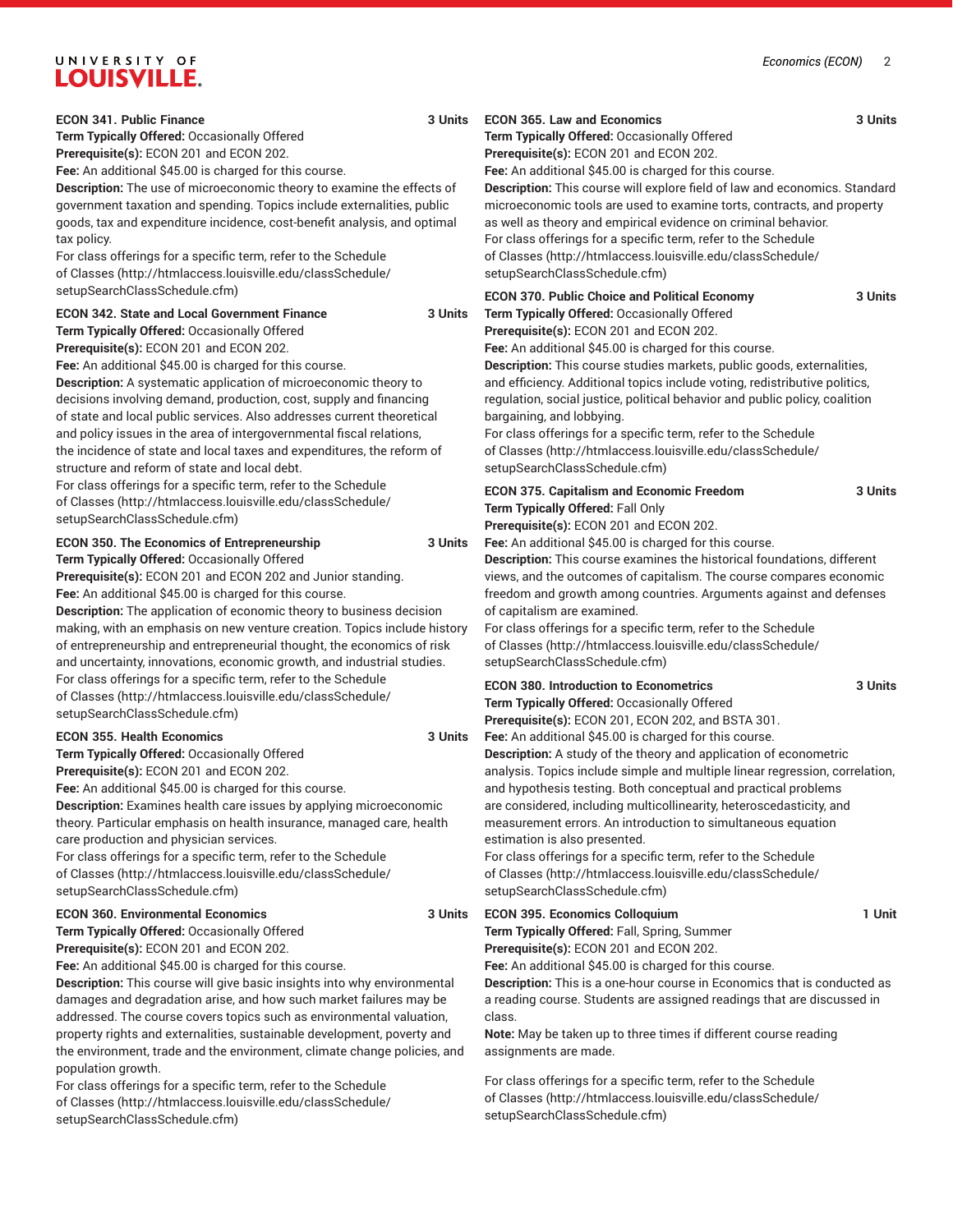**ECON 341. Public Finance** **3 Units**
**Term Typically Offered:** Occasionally Offered
**Prerequisite(s):** ECON 201 and ECON 202.
**Fee:** An additional $45.00 is charged for this course.
**Description:** The use of microeconomic theory to examine the effects of government taxation and spending. Topics include externalities, public goods, tax and expenditure incidence, cost-benefit analysis, and optimal tax policy.
For class offerings for a specific term, refer to the Schedule of Classes (http://htmlaccess.louisville.edu/classSchedule/setupSearchClassSchedule.cfm)

**ECON 342. State and Local Government Finance** **3 Units**
**Term Typically Offered:** Occasionally Offered
**Prerequisite(s):** ECON 201 and ECON 202.
**Fee:** An additional $45.00 is charged for this course.
**Description:** A systematic application of microeconomic theory to decisions involving demand, production, cost, supply and financing of state and local public services. Also addresses current theoretical and policy issues in the area of intergovernmental fiscal relations, the incidence of state and local taxes and expenditures, the reform of structure and reform of state and local debt.
For class offerings for a specific term, refer to the Schedule of Classes (http://htmlaccess.louisville.edu/classSchedule/setupSearchClassSchedule.cfm)

**ECON 350. The Economics of Entrepreneurship** **3 Units**
**Term Typically Offered:** Occasionally Offered
**Prerequisite(s):** ECON 201 and ECON 202 and Junior standing.
**Fee:** An additional $45.00 is charged for this course.
**Description:** The application of economic theory to business decision making, with an emphasis on new venture creation. Topics include history of entrepreneurship and entrepreneurial thought, the economics of risk and uncertainty, innovations, economic growth, and industrial studies.
For class offerings for a specific term, refer to the Schedule of Classes (http://htmlaccess.louisville.edu/classSchedule/setupSearchClassSchedule.cfm)

**ECON 355. Health Economics** **3 Units**
**Term Typically Offered:** Occasionally Offered
**Prerequisite(s):** ECON 201 and ECON 202.
**Fee:** An additional $45.00 is charged for this course.
**Description:** Examines health care issues by applying microeconomic theory. Particular emphasis on health insurance, managed care, health care production and physician services.
For class offerings for a specific term, refer to the Schedule of Classes (http://htmlaccess.louisville.edu/classSchedule/setupSearchClassSchedule.cfm)

**ECON 360. Environmental Economics** **3 Units**
**Term Typically Offered:** Occasionally Offered
**Prerequisite(s):** ECON 201 and ECON 202.
**Fee:** An additional $45.00 is charged for this course.
**Description:** This course will give basic insights into why environmental damages and degradation arise, and how such market failures may be addressed. The course covers topics such as environmental valuation, property rights and externalities, sustainable development, poverty and the environment, trade and the environment, climate change policies, and population growth.
For class offerings for a specific term, refer to the Schedule of Classes (http://htmlaccess.louisville.edu/classSchedule/setupSearchClassSchedule.cfm)

**ECON 365. Law and Economics** **3 Units**
**Term Typically Offered:** Occasionally Offered
**Prerequisite(s):** ECON 201 and ECON 202.
**Fee:** An additional $45.00 is charged for this course.
**Description:** This course will explore field of law and economics. Standard microeconomic tools are used to examine torts, contracts, and property as well as theory and empirical evidence on criminal behavior.
For class offerings for a specific term, refer to the Schedule of Classes (http://htmlaccess.louisville.edu/classSchedule/setupSearchClassSchedule.cfm)

**ECON 370. Public Choice and Political Economy** **3 Units**
**Term Typically Offered:** Occasionally Offered
**Prerequisite(s):** ECON 201 and ECON 202.
**Fee:** An additional $45.00 is charged for this course.
**Description:** This course studies markets, public goods, externalities, and efficiency. Additional topics include voting, redistributive politics, regulation, social justice, political behavior and public policy, coalition bargaining, and lobbying.
For class offerings for a specific term, refer to the Schedule of Classes (http://htmlaccess.louisville.edu/classSchedule/setupSearchClassSchedule.cfm)

**ECON 375. Capitalism and Economic Freedom** **3 Units**
**Term Typically Offered:** Fall Only
**Prerequisite(s):** ECON 201 and ECON 202.
**Fee:** An additional $45.00 is charged for this course.
**Description:** This course examines the historical foundations, different views, and the outcomes of capitalism. The course compares economic freedom and growth among countries. Arguments against and defenses of capitalism are examined.
For class offerings for a specific term, refer to the Schedule of Classes (http://htmlaccess.louisville.edu/classSchedule/setupSearchClassSchedule.cfm)

**ECON 380. Introduction to Econometrics** **3 Units**
**Term Typically Offered:** Occasionally Offered
**Prerequisite(s):** ECON 201, ECON 202, and BSTA 301.
**Fee:** An additional $45.00 is charged for this course.
**Description:** A study of the theory and application of econometric analysis. Topics include simple and multiple linear regression, correlation, and hypothesis testing. Both conceptual and practical problems are considered, including multicollinearity, heteroscedasticity, and measurement errors. An introduction to simultaneous equation estimation is also presented.
For class offerings for a specific term, refer to the Schedule of Classes (http://htmlaccess.louisville.edu/classSchedule/setupSearchClassSchedule.cfm)

**ECON 395. Economics Colloquium** **1 Unit**
**Term Typically Offered:** Fall, Spring, Summer
**Prerequisite(s):** ECON 201 and ECON 202.
**Fee:** An additional $45.00 is charged for this course.
**Description:** This is a one-hour course in Economics that is conducted as a reading course. Students are assigned readings that are discussed in class.
**Note:** May be taken up to three times if different course reading assignments are made.

For class offerings for a specific term, refer to the Schedule of Classes (http://htmlaccess.louisville.edu/classSchedule/setupSearchClassSchedule.cfm)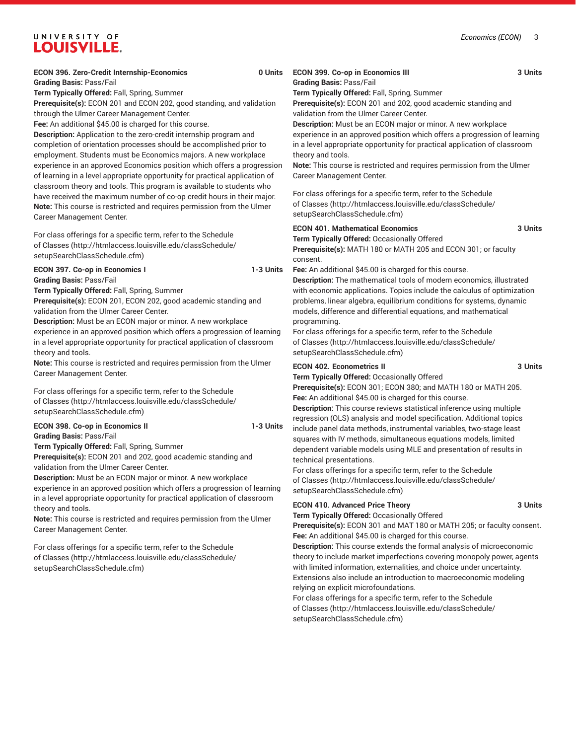**ECON 396. Zero-Credit Internship-Economics 0 Units**

**Grading Basis:** Pass/Fail

**Term Typically Offered:** Fall, Spring, Summer

**Prerequisite(s):** ECON 201 and ECON 202, good standing, and validation through the Ulmer Career Management Center.

**Fee:** An additional $45.00 is charged for this course.

**Description:** Application to the zero-credit internship program and completion of orientation processes should be accomplished prior to employment. Students must be Economics majors. A new workplace experience in an approved Economics position which offers a progression of learning in a level appropriate opportunity for practical application of classroom theory and tools. This program is available to students who have received the maximum number of co-op credit hours in their major.

**Note:** This course is restricted and requires permission from the Ulmer Career Management Center.

For class offerings for a specific term, refer to the Schedule of Classes (http://htmlaccess.louisville.edu/classSchedule/setupSearchClassSchedule.cfm)

**ECON 397. Co-op in Economics I 1-3 Units**

**Grading Basis:** Pass/Fail

**Term Typically Offered:** Fall, Spring, Summer

**Prerequisite(s):** ECON 201, ECON 202, good academic standing and validation from the Ulmer Career Center.

**Description:** Must be an ECON major or minor. A new workplace experience in an approved position which offers a progression of learning in a level appropriate opportunity for practical application of classroom theory and tools.

**Note:** This course is restricted and requires permission from the Ulmer Career Management Center.

For class offerings for a specific term, refer to the Schedule of Classes (http://htmlaccess.louisville.edu/classSchedule/setupSearchClassSchedule.cfm)

**ECON 398. Co-op in Economics II 1-3 Units**

**Grading Basis:** Pass/Fail

**Term Typically Offered:** Fall, Spring, Summer

**Prerequisite(s):** ECON 201 and 202, good academic standing and validation from the Ulmer Career Center.

**Description:** Must be an ECON major or minor. A new workplace experience in an approved position which offers a progression of learning in a level appropriate opportunity for practical application of classroom theory and tools.

**Note:** This course is restricted and requires permission from the Ulmer Career Management Center.

For class offerings for a specific term, refer to the Schedule of Classes (http://htmlaccess.louisville.edu/classSchedule/setupSearchClassSchedule.cfm)

**ECON 399. Co-op in Economics III 3 Units**

**Grading Basis:** Pass/Fail

**Term Typically Offered:** Fall, Spring, Summer

**Prerequisite(s):** ECON 201 and 202, good academic standing and validation from the Ulmer Career Center.

**Description:** Must be an ECON major or minor. A new workplace experience in an approved position which offers a progression of learning in a level appropriate opportunity for practical application of classroom theory and tools.

**Note:** This course is restricted and requires permission from the Ulmer Career Management Center.

For class offerings for a specific term, refer to the Schedule of Classes (http://htmlaccess.louisville.edu/classSchedule/setupSearchClassSchedule.cfm)

**ECON 401. Mathematical Economics 3 Units**

**Term Typically Offered:** Occasionally Offered

**Prerequisite(s):** MATH 180 or MATH 205 and ECON 301; or faculty consent.

**Fee:** An additional $45.00 is charged for this course.

**Description:** The mathematical tools of modern economics, illustrated with economic applications. Topics include the calculus of optimization problems, linear algebra, equilibrium conditions for systems, dynamic models, difference and differential equations, and mathematical programming.

For class offerings for a specific term, refer to the Schedule of Classes (http://htmlaccess.louisville.edu/classSchedule/setupSearchClassSchedule.cfm)

**ECON 402. Econometrics II 3 Units**

**Term Typically Offered:** Occasionally Offered

**Prerequisite(s):** ECON 301; ECON 380; and MATH 180 or MATH 205.

**Fee:** An additional $45.00 is charged for this course.

**Description:** This course reviews statistical inference using multiple regression (OLS) analysis and model specification. Additional topics include panel data methods, instrumental variables, two-stage least squares with IV methods, simultaneous equations models, limited dependent variable models using MLE and presentation of results in technical presentations.

For class offerings for a specific term, refer to the Schedule of Classes (http://htmlaccess.louisville.edu/classSchedule/setupSearchClassSchedule.cfm)

**ECON 410. Advanced Price Theory 3 Units**

**Term Typically Offered:** Occasionally Offered

**Prerequisite(s):** ECON 301 and MAT 180 or MATH 205; or faculty consent.

**Fee:** An additional $45.00 is charged for this course.

**Description:** This course extends the formal analysis of microeconomic theory to include market imperfections covering monopoly power, agents with limited information, externalities, and choice under uncertainty. Extensions also include an introduction to macroeconomic modeling relying on explicit microfoundations.

For class offerings for a specific term, refer to the Schedule of Classes (http://htmlaccess.louisville.edu/classSchedule/setupSearchClassSchedule.cfm)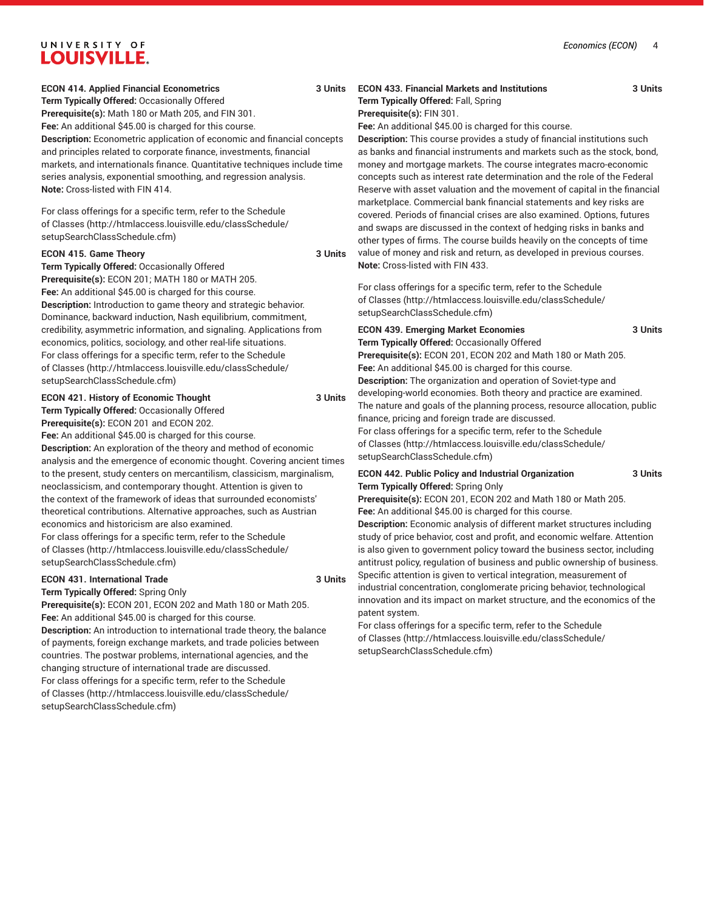**ECON 414. Applied Financial Econometrics 3 Units**
**Term Typically Offered:** Occasionally Offered
**Prerequisite(s):** Math 180 or Math 205, and FIN 301.
**Fee:** An additional $45.00 is charged for this course.
**Description:** Econometric application of economic and financial concepts and principles related to corporate finance, investments, financial markets, and internationals finance. Quantitative techniques include time series analysis, exponential smoothing, and regression analysis.
**Note:** Cross-listed with FIN 414.

For class offerings for a specific term, refer to the Schedule of Classes (http://htmlaccess.louisville.edu/classSchedule/setupSearchClassSchedule.cfm)

**ECON 415. Game Theory 3 Units**
**Term Typically Offered:** Occasionally Offered
**Prerequisite(s):** ECON 201; MATH 180 or MATH 205.
**Fee:** An additional $45.00 is charged for this course.
**Description:** Introduction to game theory and strategic behavior. Dominance, backward induction, Nash equilibrium, commitment, credibility, asymmetric information, and signaling. Applications from economics, politics, sociology, and other real-life situations.
For class offerings for a specific term, refer to the Schedule of Classes (http://htmlaccess.louisville.edu/classSchedule/setupSearchClassSchedule.cfm)

**ECON 421. History of Economic Thought 3 Units**
**Term Typically Offered:** Occasionally Offered
**Prerequisite(s):** ECON 201 and ECON 202.
**Fee:** An additional $45.00 is charged for this course.
**Description:** An exploration of the theory and method of economic analysis and the emergence of economic thought. Covering ancient times to the present, study centers on mercantilism, classicism, marginalism, neoclassicism, and contemporary thought. Attention is given to the context of the framework of ideas that surrounded economists' theoretical contributions. Alternative approaches, such as Austrian economics and historicism are also examined.
For class offerings for a specific term, refer to the Schedule of Classes (http://htmlaccess.louisville.edu/classSchedule/setupSearchClassSchedule.cfm)

**ECON 431. International Trade 3 Units**
**Term Typically Offered:** Spring Only
**Prerequisite(s):** ECON 201, ECON 202 and Math 180 or Math 205.
**Fee:** An additional $45.00 is charged for this course.
**Description:** An introduction to international trade theory, the balance of payments, foreign exchange markets, and trade policies between countries. The postwar problems, international agencies, and the changing structure of international trade are discussed.
For class offerings for a specific term, refer to the Schedule of Classes (http://htmlaccess.louisville.edu/classSchedule/setupSearchClassSchedule.cfm)

**ECON 433. Financial Markets and Institutions 3 Units**
**Term Typically Offered:** Fall, Spring
**Prerequisite(s):** FIN 301.
**Fee:** An additional $45.00 is charged for this course.
**Description:** This course provides a study of financial institutions such as banks and financial instruments and markets such as the stock, bond, money and mortgage markets. The course integrates macro-economic concepts such as interest rate determination and the role of the Federal Reserve with asset valuation and the movement of capital in the financial marketplace. Commercial bank financial statements and key risks are covered. Periods of financial crises are also examined. Options, futures and swaps are discussed in the context of hedging risks in banks and other types of firms. The course builds heavily on the concepts of time value of money and risk and return, as developed in previous courses.
**Note:** Cross-listed with FIN 433.

For class offerings for a specific term, refer to the Schedule of Classes (http://htmlaccess.louisville.edu/classSchedule/setupSearchClassSchedule.cfm)

**ECON 439. Emerging Market Economies 3 Units**
**Term Typically Offered:** Occasionally Offered
**Prerequisite(s):** ECON 201, ECON 202 and Math 180 or Math 205.
**Fee:** An additional $45.00 is charged for this course.
**Description:** The organization and operation of Soviet-type and developing-world economies. Both theory and practice are examined. The nature and goals of the planning process, resource allocation, public finance, pricing and foreign trade are discussed.
For class offerings for a specific term, refer to the Schedule of Classes (http://htmlaccess.louisville.edu/classSchedule/setupSearchClassSchedule.cfm)

**ECON 442. Public Policy and Industrial Organization 3 Units**
**Term Typically Offered:** Spring Only
**Prerequisite(s):** ECON 201, ECON 202 and Math 180 or Math 205.
**Fee:** An additional $45.00 is charged for this course.
**Description:** Economic analysis of different market structures including study of price behavior, cost and profit, and economic welfare. Attention is also given to government policy toward the business sector, including antitrust policy, regulation of business and public ownership of business. Specific attention is given to vertical integration, measurement of industrial concentration, conglomerate pricing behavior, technological innovation and its impact on market structure, and the economics of the patent system.
For class offerings for a specific term, refer to the Schedule of Classes (http://htmlaccess.louisville.edu/classSchedule/setupSearchClassSchedule.cfm)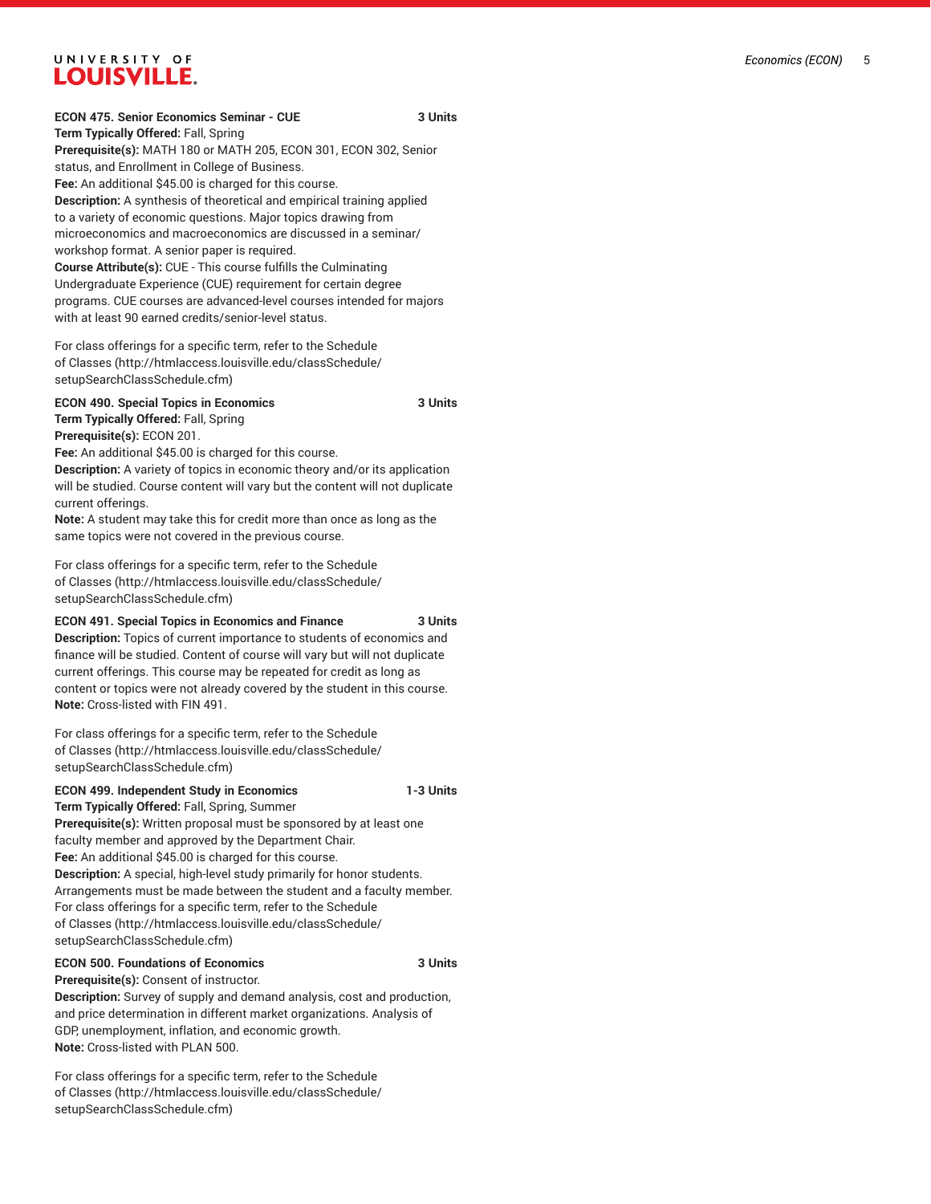**ECON 475. Senior Economics Seminar - CUE 3 Units**

**Term Typically Offered:** Fall, Spring

**Prerequisite(s):** MATH 180 or MATH 205, ECON 301, ECON 302, Senior status, and Enrollment in College of Business.

**Fee:** An additional $45.00 is charged for this course.

**Description:** A synthesis of theoretical and empirical training applied to a variety of economic questions. Major topics drawing from microeconomics and macroeconomics are discussed in a seminar/workshop format. A senior paper is required.

**Course Attribute(s):** CUE - This course fulfills the Culminating Undergraduate Experience (CUE) requirement for certain degree programs. CUE courses are advanced-level courses intended for majors with at least 90 earned credits/senior-level status.

For class offerings for a specific term, refer to the Schedule of Classes (http://htmlaccess.louisville.edu/classSchedule/setupSearchClassSchedule.cfm)

**ECON 490. Special Topics in Economics 3 Units**

**Term Typically Offered:** Fall, Spring

**Prerequisite(s):** ECON 201.

**Fee:** An additional $45.00 is charged for this course.

**Description:** A variety of topics in economic theory and/or its application will be studied. Course content will vary but the content will not duplicate current offerings.

**Note:** A student may take this for credit more than once as long as the same topics were not covered in the previous course.

For class offerings for a specific term, refer to the Schedule of Classes (http://htmlaccess.louisville.edu/classSchedule/setupSearchClassSchedule.cfm)

**ECON 491. Special Topics in Economics and Finance 3 Units**

**Description:** Topics of current importance to students of economics and finance will be studied. Content of course will vary but will not duplicate current offerings. This course may be repeated for credit as long as content or topics were not already covered by the student in this course.

**Note:** Cross-listed with FIN 491.

For class offerings for a specific term, refer to the Schedule of Classes (http://htmlaccess.louisville.edu/classSchedule/setupSearchClassSchedule.cfm)

**ECON 499. Independent Study in Economics 1-3 Units**

**Term Typically Offered:** Fall, Spring, Summer

**Prerequisite(s):** Written proposal must be sponsored by at least one faculty member and approved by the Department Chair.

**Fee:** An additional $45.00 is charged for this course.

**Description:** A special, high-level study primarily for honor students. Arrangements must be made between the student and a faculty member.

For class offerings for a specific term, refer to the Schedule of Classes (http://htmlaccess.louisville.edu/classSchedule/setupSearchClassSchedule.cfm)

**ECON 500. Foundations of Economics 3 Units**

**Prerequisite(s):** Consent of instructor.

**Description:** Survey of supply and demand analysis, cost and production, and price determination in different market organizations. Analysis of GDP, unemployment, inflation, and economic growth.

**Note:** Cross-listed with PLAN 500.

For class offerings for a specific term, refer to the Schedule of Classes (http://htmlaccess.louisville.edu/classSchedule/setupSearchClassSchedule.cfm)